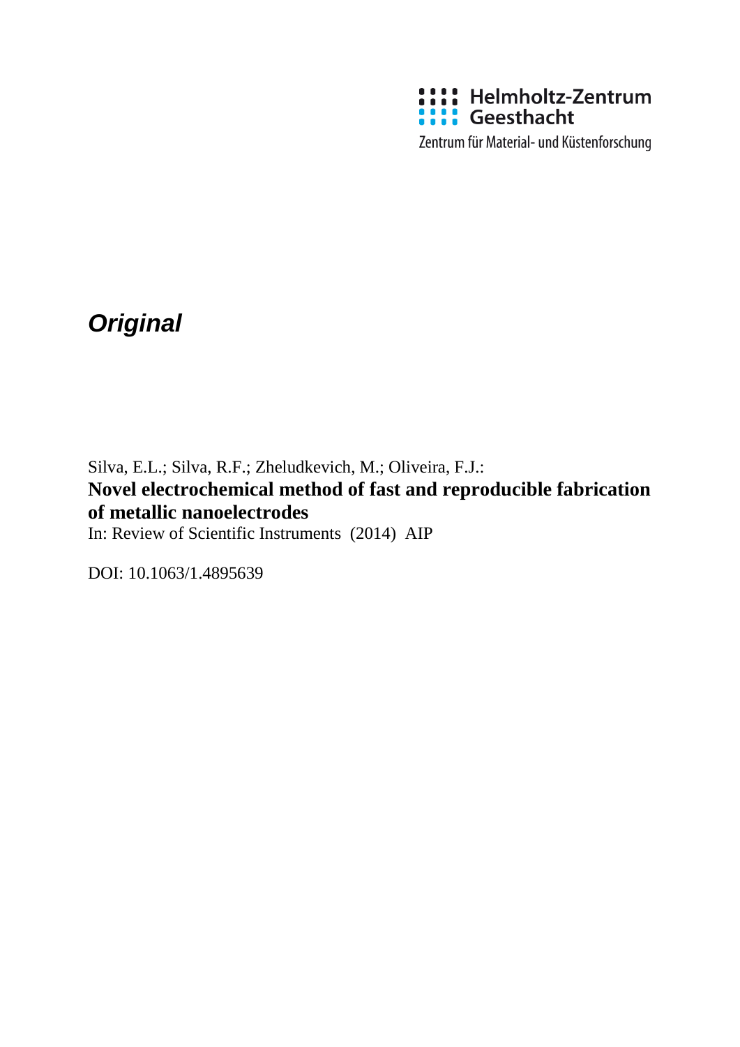Helmholtz-Zentrum Geesthacht

Zentrum für Material- und Küstenforschung

***Original***

Silva, E.L.; Silva, R.F.; Zheludkevich, M.; Oliveira, F.J.:

**Novel electrochemical method of fast and reproducible fabrication of metallic nanoelectrodes**

In: Review of Scientific Instruments (2014) AIP

DOI: 10.1063/1.4895639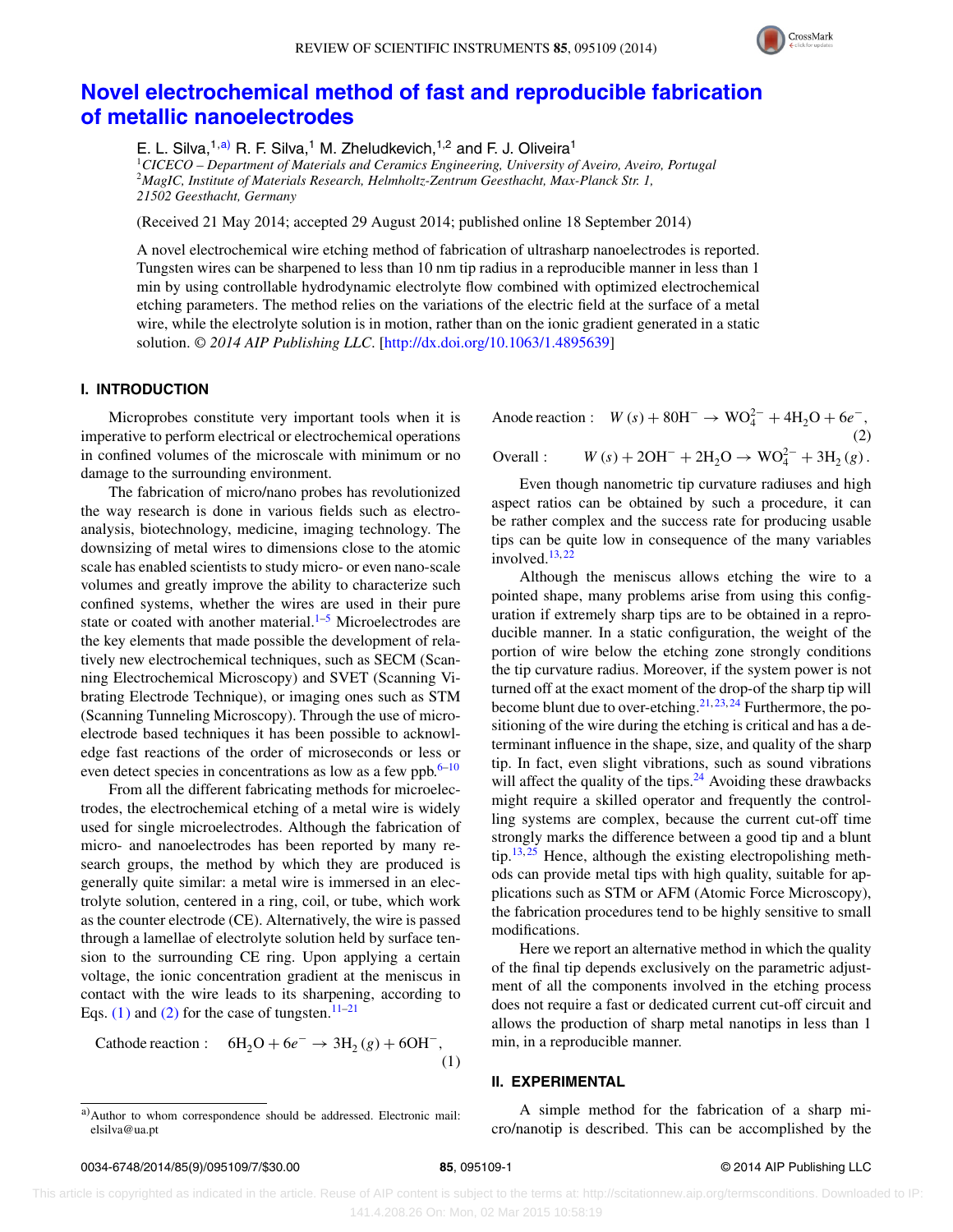# Novel electrochemical method of fast and reproducible fabrication of metallic nanoelectrodes

E. L. Silva,[1,a)] R. F. Silva,[1] M. Zheludkevich,[1,2] and F. J. Oliveira[1]

[1]*CICECO – Department of Materials and Ceramics Engineering, University of Aveiro, Aveiro, Portugal*
[2]*MagIC, Institute of Materials Research, Helmholtz-Zentrum Geesthacht, Max-Planck Str. 1, 21502 Geesthacht, Germany*

(Received 21 May 2014; accepted 29 August 2014; published online 18 September 2014)

A novel electrochemical wire etching method of fabrication of ultrasharp nanoelectrodes is reported. Tungsten wires can be sharpened to less than 10 nm tip radius in a reproducible manner in less than 1 min by using controllable hydrodynamic electrolyte flow combined with optimized electrochemical etching parameters. The method relies on the variations of the electric field at the surface of a metal wire, while the electrolyte solution is in motion, rather than on the ionic gradient generated in a static solution. *© 2014 AIP Publishing LLC*. [http://dx.doi.org/10.1063/1.4895639]

## I. INTRODUCTION

Microprobes constitute very important tools when it is imperative to perform electrical or electrochemical operations in confined volumes of the microscale with minimum or no damage to the surrounding environment.

The fabrication of micro/nano probes has revolutionized the way research is done in various fields such as electroanalysis, biotechnology, medicine, imaging technology. The downsizing of metal wires to dimensions close to the atomic scale has enabled scientists to study micro- or even nano-scale volumes and greatly improve the ability to characterize such confined systems, whether the wires are used in their pure state or coated with another material.[1–5] Microelectrodes are the key elements that made possible the development of relatively new electrochemical techniques, such as SECM (Scanning Electrochemical Microscopy) and SVET (Scanning Vibrating Electrode Technique), or imaging ones such as STM (Scanning Tunneling Microscopy). Through the use of microelectrode based techniques it has been possible to acknowledge fast reactions of the order of microseconds or less or even detect species in concentrations as low as a few ppb.[6–10]

From all the different fabricating methods for microelectrodes, the electrochemical etching of a metal wire is widely used for single microelectrodes. Although the fabrication of micro- and nanoelectrodes has been reported by many research groups, the method by which they are produced is generally quite similar: a metal wire is immersed in an electrolyte solution, centered in a ring, coil, or tube, which work as the counter electrode (CE). Alternatively, the wire is passed through a lamellae of electrolyte solution held by surface tension to the surrounding CE ring. Upon applying a certain voltage, the ionic concentration gradient at the meniscus in contact with the wire leads to its sharpening, according to Eqs. (1) and (2) for the case of tungsten.[11–21]

$$\text{Cathode reaction:} \quad 6H_2O + 6e^- \rightarrow 3H_2(g) + 6OH^-, \tag{1}$$

$$\text{Anode reaction:} \quad W(s) + 8OH^- \rightarrow WO_4^{2-} + 4H_2O + 6e^-, \tag{2}$$

$$\text{Overall:} \quad W(s) + 2OH^- + 2H_2O \rightarrow WO_4^{2-} + 3H_2(g).$$

Even though nanometric tip curvature radiuses and high aspect ratios can be obtained by such a procedure, it can be rather complex and the success rate for producing usable tips can be quite low in consequence of the many variables involved.[13,22]

Although the meniscus allows etching the wire to a pointed shape, many problems arise from using this configuration if extremely sharp tips are to be obtained in a reproducible manner. In a static configuration, the weight of the portion of wire below the etching zone strongly conditions the tip curvature radius. Moreover, if the system power is not turned off at the exact moment of the drop-of the sharp tip will become blunt due to over-etching.[21,23,24] Furthermore, the positioning of the wire during the etching is critical and has a determinant influence in the shape, size, and quality of the sharp tip. In fact, even slight vibrations, such as sound vibrations will affect the quality of the tips.[24] Avoiding these drawbacks might require a skilled operator and frequently the controlling systems are complex, because the current cut-off time strongly marks the difference between a good tip and a blunt tip.[13,25] Hence, although the existing electropolishing methods can provide metal tips with high quality, suitable for applications such as STM or AFM (Atomic Force Microscopy), the fabrication procedures tend to be highly sensitive to small modifications.

Here we report an alternative method in which the quality of the final tip depends exclusively on the parametric adjustment of all the components involved in the etching process does not require a fast or dedicated current cut-off circuit and allows the production of sharp metal nanotips in less than 1 min, in a reproducible manner.

## II. EXPERIMENTAL

A simple method for the fabrication of a sharp micro/nanotip is described. This can be accomplished by the

a)Author to whom correspondence should be addressed. Electronic mail: elsilva@ua.pt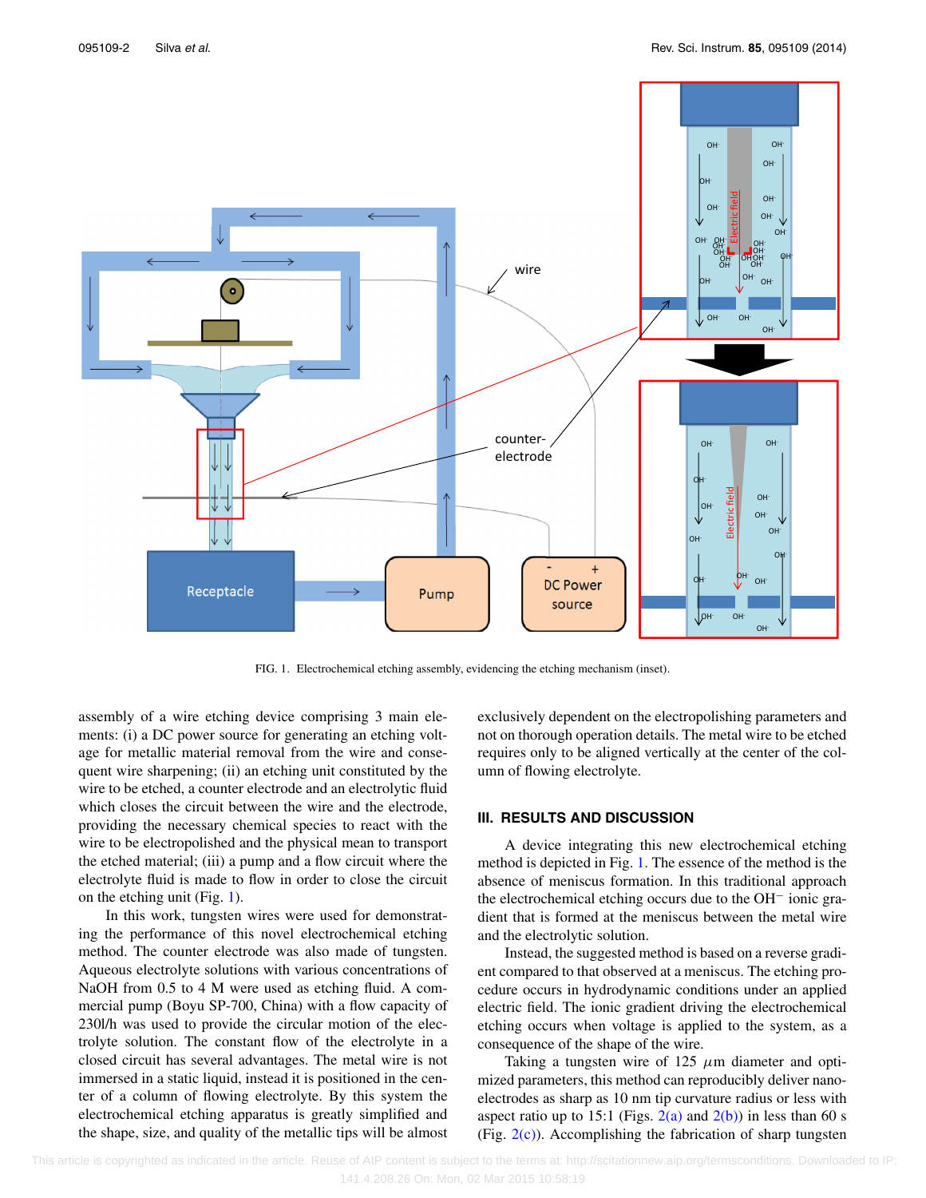FIG. 1. Electrochemical etching assembly, evidencing the etching mechanism (inset).

assembly of a wire etching device comprising 3 main elements: (i) a DC power source for generating an etching voltage for metallic material removal from the wire and consequent wire sharpening; (ii) an etching unit constituted by the wire to be etched, a counter electrode and an electrolytic fluid which closes the circuit between the wire and the electrode, providing the necessary chemical species to react with the wire to be electropolished and the physical mean to transport the etched material; (iii) a pump and a flow circuit where the electrolyte fluid is made to flow in order to close the circuit on the etching unit (Fig. 1).

In this work, tungsten wires were used for demonstrating the performance of this novel electrochemical etching method. The counter electrode was also made of tungsten. Aqueous electrolyte solutions with various concentrations of NaOH from 0.5 to 4 M were used as etching fluid. A commercial pump (Boyu SP-700, China) with a flow capacity of 230l/h was used to provide the circular motion of the electrolyte solution. The constant flow of the electrolyte in a closed circuit has several advantages. The metal wire is not immersed in a static liquid, instead it is positioned in the center of a column of flowing electrolyte. By this system the electrochemical etching apparatus is greatly simplified and the shape, size, and quality of the metallic tips will be almost exclusively dependent on the electropolishing parameters and not on thorough operation details. The metal wire to be etched requires only to be aligned vertically at the center of the column of flowing electrolyte.

## III. RESULTS AND DISCUSSION

A device integrating this new electrochemical etching method is depicted in Fig. 1. The essence of the method is the absence of meniscus formation. In this traditional approach the electrochemical etching occurs due to the $OH^-$ ionic gradient that is formed at the meniscus between the metal wire and the electrolytic solution.

Instead, the suggested method is based on a reverse gradient compared to that observed at a meniscus. The etching procedure occurs in hydrodynamic conditions under an applied electric field. The ionic gradient driving the electrochemical etching occurs when voltage is applied to the system, as a consequence of the shape of the wire.

Taking a tungsten wire of 125 $\mu$m diameter and optimized parameters, this method can reproducibly deliver nanoelectrodes as sharp as 10 nm tip curvature radius or less with aspect ratio up to 15:1 (Figs. 2(a) and 2(b)) in less than 60 s (Fig. 2(c)). Accomplishing the fabrication of sharp tungsten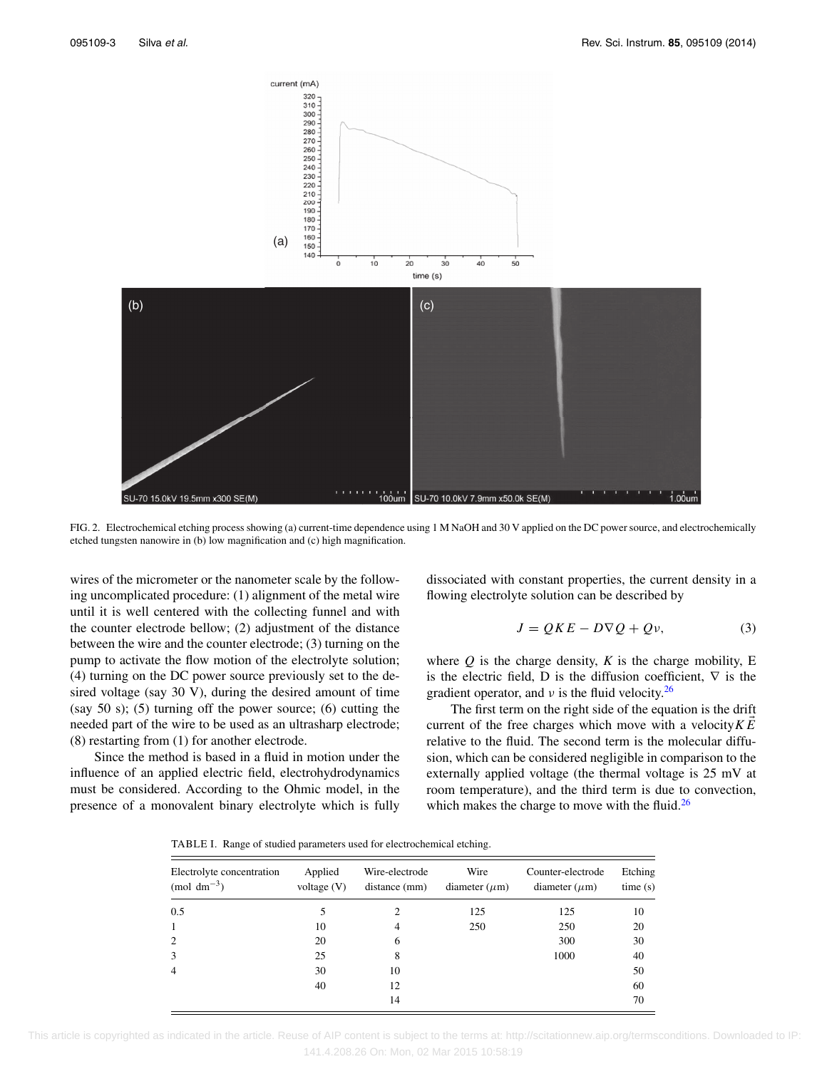FIG. 2. Electrochemical etching process showing (a) current-time dependence using 1 M NaOH and 30 V applied on the DC power source, and electrochemically etched tungsten nanowire in (b) low magnification and (c) high magnification.

wires of the micrometer or the nanometer scale by the following uncomplicated procedure: (1) alignment of the metal wire until it is well centered with the collecting funnel and with the counter electrode bellow; (2) adjustment of the distance between the wire and the counter electrode; (3) turning on the pump to activate the flow motion of the electrolyte solution; (4) turning on the DC power source previously set to the desired voltage (say 30 V), during the desired amount of time (say 50 s); (5) turning off the power source; (6) cutting the needed part of the wire to be used as an ultrasharp electrode; (8) restarting from (1) for another electrode.

Since the method is based in a fluid in motion under the influence of an applied electric field, electrohydrodynamics must be considered. According to the Ohmic model, in the presence of a monovalent binary electrolyte which is fully dissociated with constant properties, the current density in a flowing electrolyte solution can be described by

$$J = QKE - D\nabla Q + Q\nu, \tag{3}$$

where $Q$ is the charge density, $K$ is the charge mobility, E is the electric field, D is the diffusion coefficient, $\nabla$ is the gradient operator, and $\nu$ is the fluid velocity.[26]

The first term on the right side of the equation is the drift current of the free charges which move with a velocity $K\vec{E}$ relative to the fluid. The second term is the molecular diffusion, which can be considered negligible in comparison to the externally applied voltage (the thermal voltage is 25 mV at room temperature), and the third term is due to convection, which makes the charge to move with the fluid.[26]

TABLE I. Range of studied parameters used for electrochemical etching.

| Electrolyte concentration (mol dm$^{-3}$) | Applied voltage (V) | Wire-electrode distance (mm) | Wire diameter ($\mu$m) | Counter-electrode diameter ($\mu$m) | Etching time (s) |
|---|---|---|---|---|---|
| 0.5 | 5 | 2 | 125 | 125 | 10 |
| 1 | 10 | 4 | 250 | 250 | 20 |
| 2 | 20 | 6 | | 300 | 30 |
| 3 | 25 | 8 | | 1000 | 40 |
| 4 | 30 | 10 | | | 50 |
| | 40 | 12 | | | 60 |
| | | 14 | | | 70 |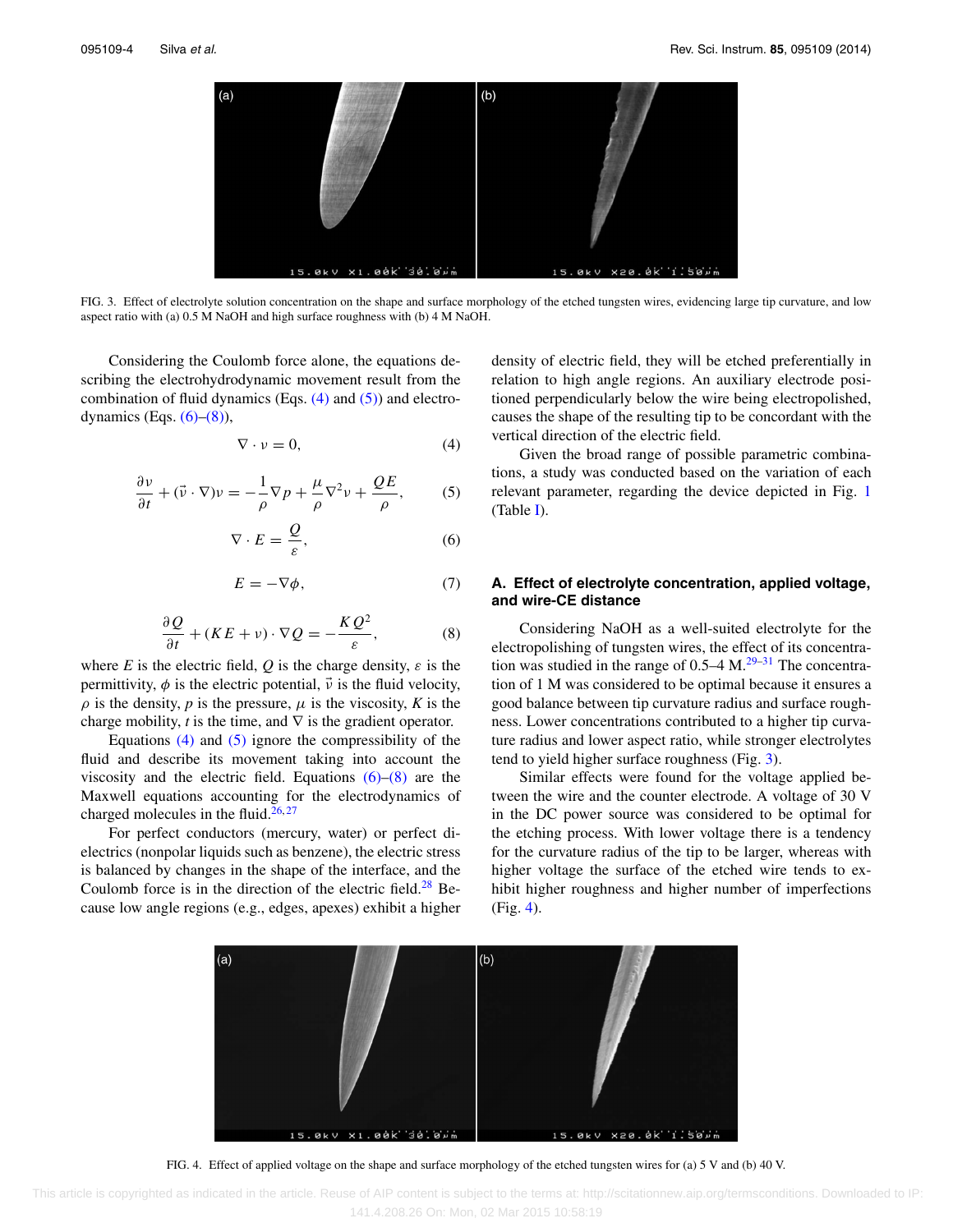FIG. 3. Effect of electrolyte solution concentration on the shape and surface morphology of the etched tungsten wires, evidencing large tip curvature, and low aspect ratio with (a) 0.5 M NaOH and high surface roughness with (b) 4 M NaOH.

Considering the Coulomb force alone, the equations describing the electrohydrodynamic movement result from the combination of fluid dynamics (Eqs. (4) and (5)) and electrodynamics (Eqs. (6)–(8)),

$$\nabla \cdot v = 0, \tag{4}$$

$$\frac{\partial v}{\partial t} + (\vec{v} \cdot \nabla) v = -\frac{1}{\rho}\nabla p + \frac{\mu}{\rho}\nabla^2 v + \frac{QE}{\rho}, \tag{5}$$

$$\nabla \cdot E = \frac{Q}{\varepsilon}, \tag{6}$$

$$E = -\nabla \phi, \tag{7}$$

$$\frac{\partial Q}{\partial t} + (KE + v) \cdot \nabla Q = -\frac{KQ^2}{\varepsilon}, \tag{8}$$

where $E$ is the electric field, $Q$ is the charge density, $\varepsilon$ is the permittivity, $\phi$ is the electric potential, $\vec{v}$ is the fluid velocity, $\rho$ is the density, $p$ is the pressure, $\mu$ is the viscosity, $K$ is the charge mobility, $t$ is the time, and $\nabla$ is the gradient operator.

Equations (4) and (5) ignore the compressibility of the fluid and describe its movement taking into account the viscosity and the electric field. Equations (6)–(8) are the Maxwell equations accounting for the electrodynamics of charged molecules in the fluid.[26,27]

For perfect conductors (mercury, water) or perfect dielectrics (nonpolar liquids such as benzene), the electric stress is balanced by changes in the shape of the interface, and the Coulomb force is in the direction of the electric field.[28] Because low angle regions (e.g., edges, apexes) exhibit a higher density of electric field, they will be etched preferentially in relation to high angle regions. An auxiliary electrode positioned perpendicularly below the wire being electropolished, causes the shape of the resulting tip to be concordant with the vertical direction of the electric field.

Given the broad range of possible parametric combinations, a study was conducted based on the variation of each relevant parameter, regarding the device depicted in Fig. 1 (Table I).

### A. Effect of electrolyte concentration, applied voltage, and wire-CE distance

Considering NaOH as a well-suited electrolyte for the electropolishing of tungsten wires, the effect of its concentration was studied in the range of 0.5–4 M.[29–31] The concentration of 1 M was considered to be optimal because it ensures a good balance between tip curvature radius and surface roughness. Lower concentrations contributed to a higher tip curvature radius and lower aspect ratio, while stronger electrolytes tend to yield higher surface roughness (Fig. 3).

Similar effects were found for the voltage applied between the wire and the counter electrode. A voltage of 30 V in the DC power source was considered to be optimal for the etching process. With lower voltage there is a tendency for the curvature radius of the tip to be larger, whereas with higher voltage the surface of the etched wire tends to exhibit higher roughness and higher number of imperfections (Fig. 4).

FIG. 4. Effect of applied voltage on the shape and surface morphology of the etched tungsten wires for (a) 5 V and (b) 40 V.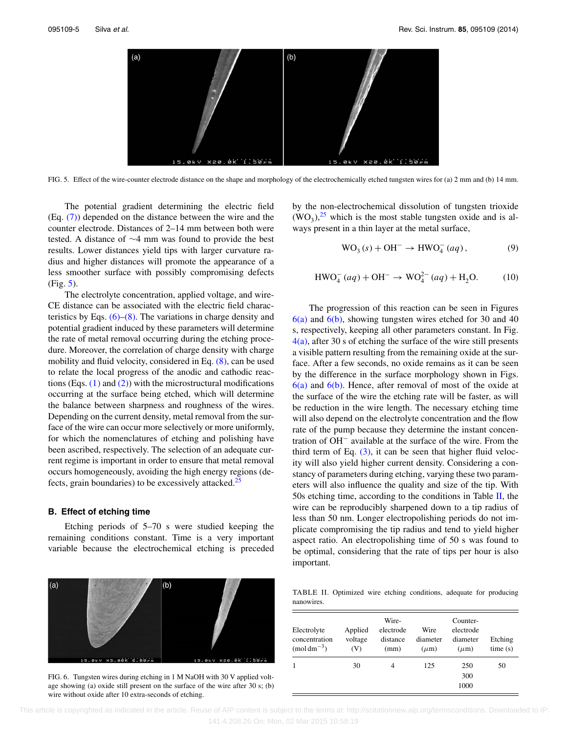FIG. 5. Effect of the wire-counter electrode distance on the shape and morphology of the electrochemically etched tungsten wires for (a) 2 mm and (b) 14 mm.

The potential gradient determining the electric field (Eq. (7)) depended on the distance between the wire and the counter electrode. Distances of 2–14 mm between both were tested. A distance of ~4 mm was found to provide the best results. Lower distances yield tips with larger curvature radius and higher distances will promote the appearance of a less smoother surface with possibly compromising defects (Fig. 5).

The electrolyte concentration, applied voltage, and wire-CE distance can be associated with the electric field characteristics by Eqs. (6)–(8). The variations in charge density and potential gradient induced by these parameters will determine the rate of metal removal occurring during the etching procedure. Moreover, the correlation of charge density with charge mobility and fluid velocity, considered in Eq. (8), can be used to relate the local progress of the anodic and cathodic reactions (Eqs. (1) and (2)) with the microstructural modifications occurring at the surface being etched, which will determine the balance between sharpness and roughness of the wires. Depending on the current density, metal removal from the surface of the wire can occur more selectively or more uniformly, for which the nomenclatures of etching and polishing have been ascribed, respectively. The selection of an adequate current regime is important in order to ensure that metal removal occurs homogeneously, avoiding the high energy regions (defects, grain boundaries) to be excessively attacked.[25]

### B. Effect of etching time

Etching periods of 5–70 s were studied keeping the remaining conditions constant. Time is a very important variable because the electrochemical etching is preceded by the non-electrochemical dissolution of tungsten trioxide ($WO_3$),[25] which is the most stable tungsten oxide and is always present in a thin layer at the metal surface,

$$WO_3\,(s) + OH^- \rightarrow HWO_4^-\,(aq), \tag{9}$$

$$HWO_4^-\,(aq) + OH^- \rightarrow WO_4^{2-}\,(aq) + H_2O. \tag{10}$$

The progression of this reaction can be seen in Figures 6(a) and 6(b), showing tungsten wires etched for 30 and 40 s, respectively, keeping all other parameters constant. In Fig. 4(a), after 30 s of etching the surface of the wire still presents a visible pattern resulting from the remaining oxide at the surface. After a few seconds, no oxide remains as it can be seen by the difference in the surface morphology shown in Figs. 6(a) and 6(b). Hence, after removal of most of the oxide at the surface of the wire the etching rate will be faster, as will be reduction in the wire length. The necessary etching time will also depend on the electrolyte concentration and the flow rate of the pump because they determine the instant concentration of $OH^-$ available at the surface of the wire. From the third term of Eq. (3), it can be seen that higher fluid velocity will also yield higher current density. Considering a constancy of parameters during etching, varying these two parameters will also influence the quality and size of the tip. With 50s etching time, according to the conditions in Table II, the wire can be reproducibly sharpened down to a tip radius of less than 50 nm. Longer electropolishing periods do not implicate compromising the tip radius and tend to yield higher aspect ratio. An electropolishing time of 50 s was found to be optimal, considering that the rate of tips per hour is also important.

FIG. 6. Tungsten wires during etching in 1 M NaOH with 30 V applied voltage showing (a) oxide still present on the surface of the wire after 30 s; (b) wire without oxide after 10 extra-seconds of etching.

TABLE II. Optimized wire etching conditions, adequate for producing nanowires.

| Electrolyte concentration ($mol\,dm^{-3}$) | Applied voltage (V) | Wire-electrode distance (mm) | Wire diameter ($\mu$m) | Counter-electrode diameter ($\mu$m) | Etching time (s) |
|---|---|---|---|---|---|
| 1 | 30 | 4 | 125 | 250 | 50 |
| | | | | 300 | |
| | | | | 1000 | |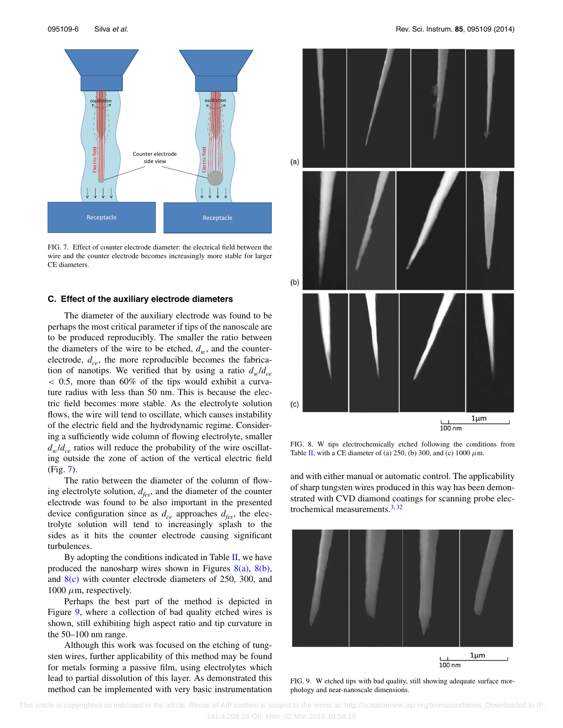FIG. 7. Effect of counter electrode diameter: the electrical field between the wire and the counter electrode becomes increasingly more stable for larger CE diameters.

### C. Effect of the auxiliary electrode diameters

The diameter of the auxiliary electrode was found to be perhaps the most critical parameter if tips of the nanoscale are to be produced reproducibly. The smaller the ratio between the diameters of the wire to be etched, $d_w$, and the counter-electrode, $d_{ce}$, the more reproducible becomes the fabrication of nanotips. We verified that by using a ratio $d_w/d_{ce} < 0.5$, more than 60% of the tips would exhibit a curvature radius with less than 50 nm. This is because the electric field becomes more stable. As the electrolyte solution flows, the wire will tend to oscillate, which causes instability of the electric field and the hydrodynamic regime. Considering a sufficiently wide column of flowing electrolyte, smaller $d_w/d_{ce}$ ratios will reduce the probability of the wire oscillating outside the zone of action of the vertical electric field (Fig. 7).

The ratio between the diameter of the column of flowing electrolyte solution, $d_{fes}$, and the diameter of the counter electrode was found to be also important in the presented device configuration since as $d_{ce}$ approaches $d_{fes}$, the electrolyte solution will tend to increasingly splash to the sides as it hits the counter electrode causing significant turbulences.

By adopting the conditions indicated in Table II, we have produced the nanosharp wires shown in Figures 8(a), 8(b), and 8(c) with counter electrode diameters of 250, 300, and 1000 $\mu$m, respectively.

Perhaps the best part of the method is depicted in Figure 9, where a collection of bad quality etched wires is shown, still exhibiting high aspect ratio and tip curvature in the 50–100 nm range.

Although this work was focused on the etching of tungsten wires, further applicability of this method may be found for metals forming a passive film, using electrolytes which lead to partial dissolution of this layer. As demonstrated this method can be implemented with very basic instrumentation and with either manual or automatic control. The applicability of sharp tungsten wires produced in this way has been demonstrated with CVD diamond coatings for scanning probe electrochemical measurements.[3,32]

FIG. 8. W tips electrochemically etched following the conditions from Table II, with a CE diameter of (a) 250, (b) 300, and (c) 1000 $\mu$m.

FIG. 9. W etched tips with bad quality, still showing adequate surface morphology and near-nanoscale dimensions.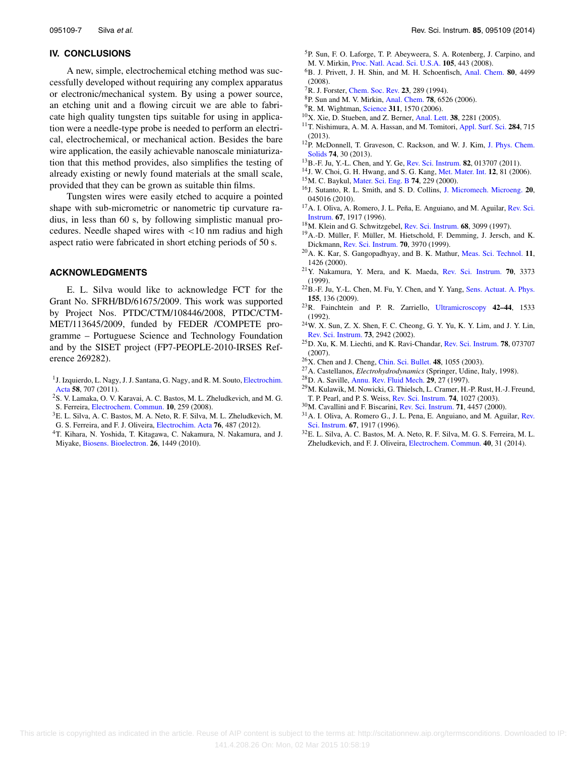## IV. CONCLUSIONS

A new, simple, electrochemical etching method was successfully developed without requiring any complex apparatus or electronic/mechanical system. By using a power source, an etching unit and a flowing circuit we are able to fabricate high quality tungsten tips suitable for using in application were a needle-type probe is needed to perform an electrical, electrochemical, or mechanical action. Besides the bare wire application, the easily achievable nanoscale miniaturization that this method provides, also simplifies the testing of already existing or newly found materials at the small scale, provided that they can be grown as suitable thin films.

Tungsten wires were easily etched to acquire a pointed shape with sub-micrometric or nanometric tip curvature radius, in less than 60 s, by following simplistic manual procedures. Needle shaped wires with <10 nm radius and high aspect ratio were fabricated in short etching periods of 50 s.

## ACKNOWLEDGMENTS

E. L. Silva would like to acknowledge FCT for the Grant No. SFRH/BD/61675/2009. This work was supported by Project Nos. PTDC/CTM/108446/2008, PTDC/CTM-MET/113645/2009, funded by FEDER /COMPETE programme – Portuguese Science and Technology Foundation and by the SISET project (FP7-PEOPLE-2010-IRSES Reference 269282).

[1] J. Izquierdo, L. Nagy, J. J. Santana, G. Nagy, and R. M. Souto, Electrochim. Acta **58**, 707 (2011).
[2] S. V. Lamaka, O. V. Karavai, A. C. Bastos, M. L. Zheludkevich, and M. G. S. Ferreira, Electrochem. Commun. **10**, 259 (2008).
[3] E. L. Silva, A. C. Bastos, M. A. Neto, R. F. Silva, M. L. Zheludkevich, M. G. S. Ferreira, and F. J. Oliveira, Electrochim. Acta **76**, 487 (2012).
[4] T. Kihara, N. Yoshida, T. Kitagawa, C. Nakamura, N. Nakamura, and J. Miyake, Biosens. Bioelectron. **26**, 1449 (2010).
[5] P. Sun, F. O. Laforge, T. P. Abeyweera, S. A. Rotenberg, J. Carpino, and M. V. Mirkin, Proc. Natl. Acad. Sci. U.S.A. **105**, 443 (2008).
[6] B. J. Privett, J. H. Shin, and M. H. Schoenfisch, Anal. Chem. **80**, 4499 (2008).
[7] R. J. Forster, Chem. Soc. Rev. **23**, 289 (1994).
[8] P. Sun and M. V. Mirkin, Anal. Chem. **78**, 6526 (2006).
[9] R. M. Wightman, Science **311**, 1570 (2006).
[10] X. Xie, D. Stueben, and Z. Berner, Anal. Lett. **38**, 2281 (2005).
[11] T. Nishimura, A. M. A. Hassan, and M. Tomitori, Appl. Surf. Sci. **284**, 715 (2013).
[12] P. McDonnell, T. Graveson, C. Rackson, and W. J. Kim, J. Phys. Chem. Solids **74**, 30 (2013).
[13] B.-F. Ju, Y.-L. Chen, and Y. Ge, Rev. Sci. Instrum. **82**, 013707 (2011).
[14] J. W. Choi, G. H. Hwang, and S. G. Kang, Met. Mater. Int. **12**, 81 (2006).
[15] M. C. Baykul, Mater. Sci. Eng. B **74**, 229 (2000).
[16] J. Sutanto, R. L. Smith, and S. D. Collins, J. Micromech. Microeng. **20**, 045016 (2010).
[17] A. I. Oliva, A. Romero, J. L. Peña, E. Anguiano, and M. Aguilar, Rev. Sci. Instrum. **67**, 1917 (1996).
[18] M. Klein and G. Schwitzgebel, Rev. Sci. Instrum. **68**, 3099 (1997).
[19] A.-D. Müller, F. Müller, M. Hietschold, F. Demming, J. Jersch, and K. Dickmann, Rev. Sci. Instrum. **70**, 3970 (1999).
[20] A. K. Kar, S. Gangopadhyay, and B. K. Mathur, Meas. Sci. Technol. **11**, 1426 (2000).
[21] Y. Nakamura, Y. Mera, and K. Maeda, Rev. Sci. Instrum. **70**, 3373 (1999).
[22] B.-F. Ju, Y.-L. Chen, M. Fu, Y. Chen, and Y. Yang, Sens. Actuat. A. Phys. **155**, 136 (2009).
[23] R. Fainchtein and P. R. Zarriello, Ultramicroscopy **42–44**, 1533 (1992).
[24] W. X. Sun, Z. X. Shen, F. C. Cheong, G. Y. Yu, K. Y. Lim, and J. Y. Lin, Rev. Sci. Instrum. **73**, 2942 (2002).
[25] D. Xu, K. M. Liechti, and K. Ravi-Chandar, Rev. Sci. Instrum. **78**, 073707 (2007).
[26] X. Chen and J. Cheng, Chin. Sci. Bullet. **48**, 1055 (2003).
[27] A. Castellanos, *Electrohydrodynamics* (Springer, Udine, Italy, 1998).
[28] D. A. Saville, Annu. Rev. Fluid Mech. **29**, 27 (1997).
[29] M. Kulawik, M. Nowicki, G. Thielsch, L. Cramer, H.-P. Rust, H.-J. Freund, T. P. Pearl, and P. S. Weiss, Rev. Sci. Instrum. **74**, 1027 (2003).
[30] M. Cavallini and F. Biscarini, Rev. Sci. Instrum. **71**, 4457 (2000).
[31] A. I. Oliva, A. Romero G., J. L. Pena, E. Anguiano, and M. Aguilar, Rev. Sci. Instrum. **67**, 1917 (1996).
[32] E. L. Silva, A. C. Bastos, M. A. Neto, R. F. Silva, M. G. S. Ferreira, M. L. Zheludkevich, and F. J. Oliveira, Electrochem. Commun. **40**, 31 (2014).